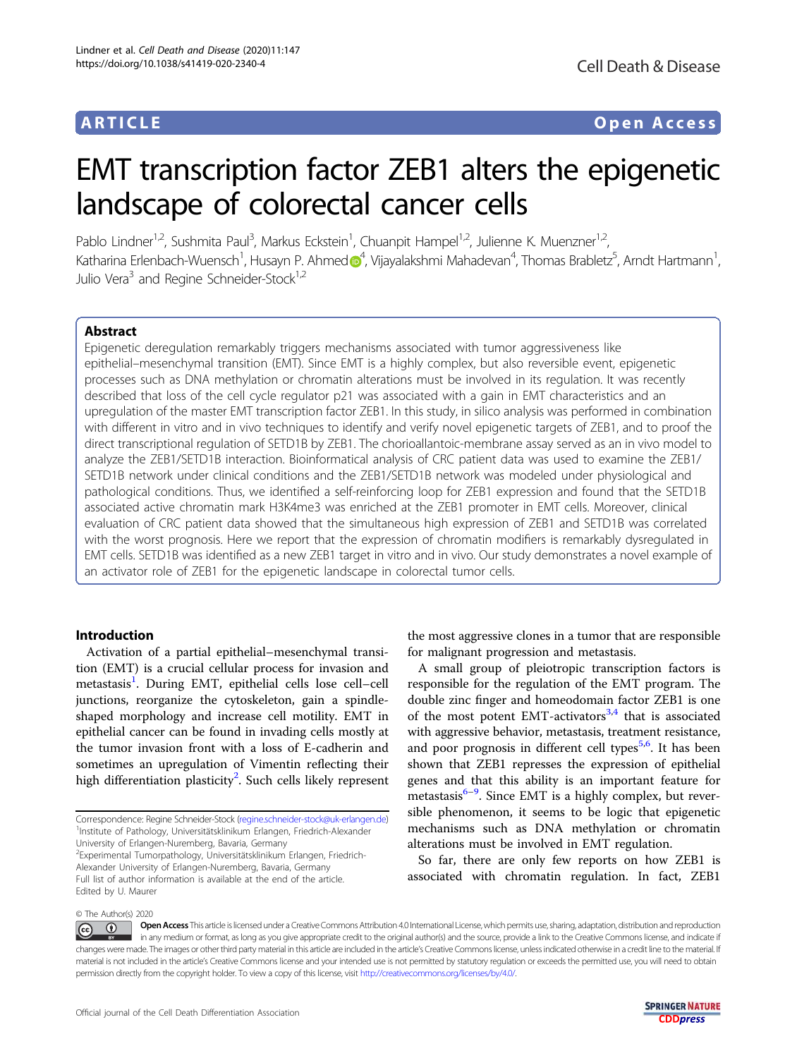ARTICLE Open Access

# EMT transcription factor ZEB1 alters the epigenetic landscape of colorectal cancer cells

Pablo Lindner[1,2], Sushmita Paul[3], Markus Eckstein[1], Chuanpit Hampel[1,2], Julienne K. Muenzner[1,2], Katharina Erlenbach-Wuensch[1], Husayn P. Ahmed[4], Vijayalakshmi Mahadevan[4], Thomas Brabletz[5], Arndt Hartmann[1], Julio Vera[3] and Regine Schneider-Stock[1,2]

## Abstract

Epigenetic deregulation remarkably triggers mechanisms associated with tumor aggressiveness like epithelial–mesenchymal transition (EMT). Since EMT is a highly complex, but also reversible event, epigenetic processes such as DNA methylation or chromatin alterations must be involved in its regulation. It was recently described that loss of the cell cycle regulator p21 was associated with a gain in EMT characteristics and an upregulation of the master EMT transcription factor ZEB1. In this study, in silico analysis was performed in combination with different in vitro and in vivo techniques to identify and verify novel epigenetic targets of ZEB1, and to proof the direct transcriptional regulation of SETD1B by ZEB1. The chorioallantoic-membrane assay served as an in vivo model to analyze the ZEB1/SETD1B interaction. Bioinformatical analysis of CRC patient data was used to examine the ZEB1/SETD1B network under clinical conditions and the ZEB1/SETD1B network was modeled under physiological and pathological conditions. Thus, we identified a self-reinforcing loop for ZEB1 expression and found that the SETD1B associated active chromatin mark H3K4me3 was enriched at the ZEB1 promoter in EMT cells. Moreover, clinical evaluation of CRC patient data showed that the simultaneous high expression of ZEB1 and SETD1B was correlated with the worst prognosis. Here we report that the expression of chromatin modifiers is remarkably dysregulated in EMT cells. SETD1B was identified as a new ZEB1 target in vitro and in vivo. Our study demonstrates a novel example of an activator role of ZEB1 for the epigenetic landscape in colorectal tumor cells.

## Introduction

Activation of a partial epithelial–mesenchymal transition (EMT) is a crucial cellular process for invasion and metastasis[1]. During EMT, epithelial cells lose cell–cell junctions, reorganize the cytoskeleton, gain a spindle-shaped morphology and increase cell motility. EMT in epithelial cancer can be found in invading cells mostly at the tumor invasion front with a loss of E-cadherin and sometimes an upregulation of Vimentin reflecting their high differentiation plasticity[2]. Such cells likely represent the most aggressive clones in a tumor that are responsible for malignant progression and metastasis.

A small group of pleiotropic transcription factors is responsible for the regulation of the EMT program. The double zinc finger and homeodomain factor ZEB1 is one of the most potent EMT-activators[3,4] that is associated with aggressive behavior, metastasis, treatment resistance, and poor prognosis in different cell types[5,6]. It has been shown that ZEB1 represses the expression of epithelial genes and that this ability is an important feature for metastasis[6–9]. Since EMT is a highly complex, but reversible phenomenon, it seems to be logic that epigenetic mechanisms such as DNA methylation or chromatin alterations must be involved in EMT regulation.

So far, there are only few reports on how ZEB1 is associated with chromatin regulation. In fact, ZEB1

Correspondence: Regine Schneider-Stock (regine.schneider-stock@uk-erlangen.de)
[1]Institute of Pathology, Universitätsklinikum Erlangen, Friedrich-Alexander University of Erlangen-Nuremberg, Bavaria, Germany
[2]Experimental Tumorpathology, Universitätsklinikum Erlangen, Friedrich-Alexander University of Erlangen-Nuremberg, Bavaria, Germany
Full list of author information is available at the end of the article.
Edited by U. Maurer

© The Author(s) 2020

Open Access This article is licensed under a Creative Commons Attribution 4.0 International License, which permits use, sharing, adaptation, distribution and reproduction in any medium or format, as long as you give appropriate credit to the original author(s) and the source, provide a link to the Creative Commons license, and indicate if changes were made. The images or other third party material in this article are included in the article's Creative Commons license, unless indicated otherwise in a credit line to the material. If material is not included in the article's Creative Commons license and your intended use is not permitted by statutory regulation or exceeds the permitted use, you will need to obtain permission directly from the copyright holder. To view a copy of this license, visit http://creativecommons.org/licenses/by/4.0/.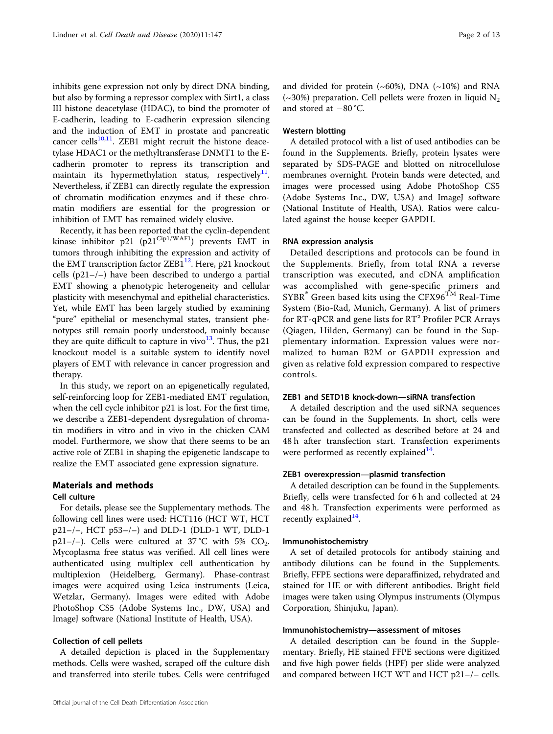inhibits gene expression not only by direct DNA binding, but also by forming a repressor complex with Sirt1, a class III histone deacetylase (HDAC), to bind the promoter of E-cadherin, leading to E-cadherin expression silencing and the induction of EMT in prostate and pancreatic cancer cells[10,11]. ZEB1 might recruit the histone deacetylase HDAC1 or the methyltransferase DNMT1 to the E-cadherin promoter to repress its transcription and maintain its hypermethylation status, respectively[11]. Nevertheless, if ZEB1 can directly regulate the expression of chromatin modification enzymes and if these chromatin modifiers are essential for the progression or inhibition of EMT has remained widely elusive.

Recently, it has been reported that the cyclin-dependent kinase inhibitor p21 ($p21^{Cip1/WAF1}$) prevents EMT in tumors through inhibiting the expression and activity of the EMT transcription factor ZEB1[12]. Here, p21 knockout cells (p21−/−) have been described to undergo a partial EMT showing a phenotypic heterogeneity and cellular plasticity with mesenchymal and epithelial characteristics. Yet, while EMT has been largely studied by examining "pure" epithelial or mesenchymal states, transient phenotypes still remain poorly understood, mainly because they are quite difficult to capture in vivo[13]. Thus, the p21 knockout model is a suitable system to identify novel players of EMT with relevance in cancer progression and therapy.

In this study, we report on an epigenetically regulated, self-reinforcing loop for ZEB1-mediated EMT regulation, when the cell cycle inhibitor p21 is lost. For the first time, we describe a ZEB1-dependent dysregulation of chromatin modifiers in vitro and in vivo in the chicken CAM model. Furthermore, we show that there seems to be an active role of ZEB1 in shaping the epigenetic landscape to realize the EMT associated gene expression signature.

## Materials and methods

### Cell culture

For details, please see the Supplementary methods. The following cell lines were used: HCT116 (HCT WT, HCT p21−/−, HCT p53−/−) and DLD-1 (DLD-1 WT, DLD-1 p21−/−). Cells were cultured at 37 °C with 5% $CO_2$. Mycoplasma free status was verified. All cell lines were authenticated using multiplex cell authentication by multiplexion (Heidelberg, Germany). Phase-contrast images were acquired using Leica instruments (Leica, Wetzlar, Germany). Images were edited with Adobe PhotoShop CS5 (Adobe Systems Inc., DW, USA) and ImageJ software (National Institute of Health, USA).

### Collection of cell pellets

A detailed depiction is placed in the Supplementary methods. Cells were washed, scraped off the culture dish and transferred into sterile tubes. Cells were centrifuged and divided for protein (~60%), DNA (~10%) and RNA (~30%) preparation. Cell pellets were frozen in liquid $N_2$ and stored at −80 °C.

### Western blotting

A detailed protocol with a list of used antibodies can be found in the Supplements. Briefly, protein lysates were separated by SDS-PAGE and blotted on nitrocellulose membranes overnight. Protein bands were detected, and images were processed using Adobe PhotoShop CS5 (Adobe Systems Inc., DW, USA) and ImageJ software (National Institute of Health, USA). Ratios were calculated against the house keeper GAPDH.

### RNA expression analysis

Detailed descriptions and protocols can be found in the Supplements. Briefly, from total RNA a reverse transcription was executed, and cDNA amplification was accomplished with gene-specific primers and SYBR® Green based kits using the CFX96™ Real-Time System (Bio-Rad, Munich, Germany). A list of primers for RT-qPCR and gene lists for RT² Profiler PCR Arrays (Qiagen, Hilden, Germany) can be found in the Supplementary information. Expression values were normalized to human B2M or GAPDH expression and given as relative fold expression compared to respective controls.

### ZEB1 and SETD1B knock-down—siRNA transfection

A detailed description and the used siRNA sequences can be found in the Supplements. In short, cells were transfected and collected as described before at 24 and 48 h after transfection start. Transfection experiments were performed as recently explained[14].

### ZEB1 overexpression—plasmid transfection

A detailed description can be found in the Supplements. Briefly, cells were transfected for 6 h and collected at 24 and 48 h. Transfection experiments were performed as recently explained[14].

### Immunohistochemistry

A set of detailed protocols for antibody staining and antibody dilutions can be found in the Supplements. Briefly, FFPE sections were deparaffinized, rehydrated and stained for HE or with different antibodies. Bright field images were taken using Olympus instruments (Olympus Corporation, Shinjuku, Japan).

### Immunohistochemistry—assessment of mitoses

A detailed description can be found in the Supplementary. Briefly, HE stained FFPE sections were digitized and five high power fields (HPF) per slide were analyzed and compared between HCT WT and HCT p21−/− cells.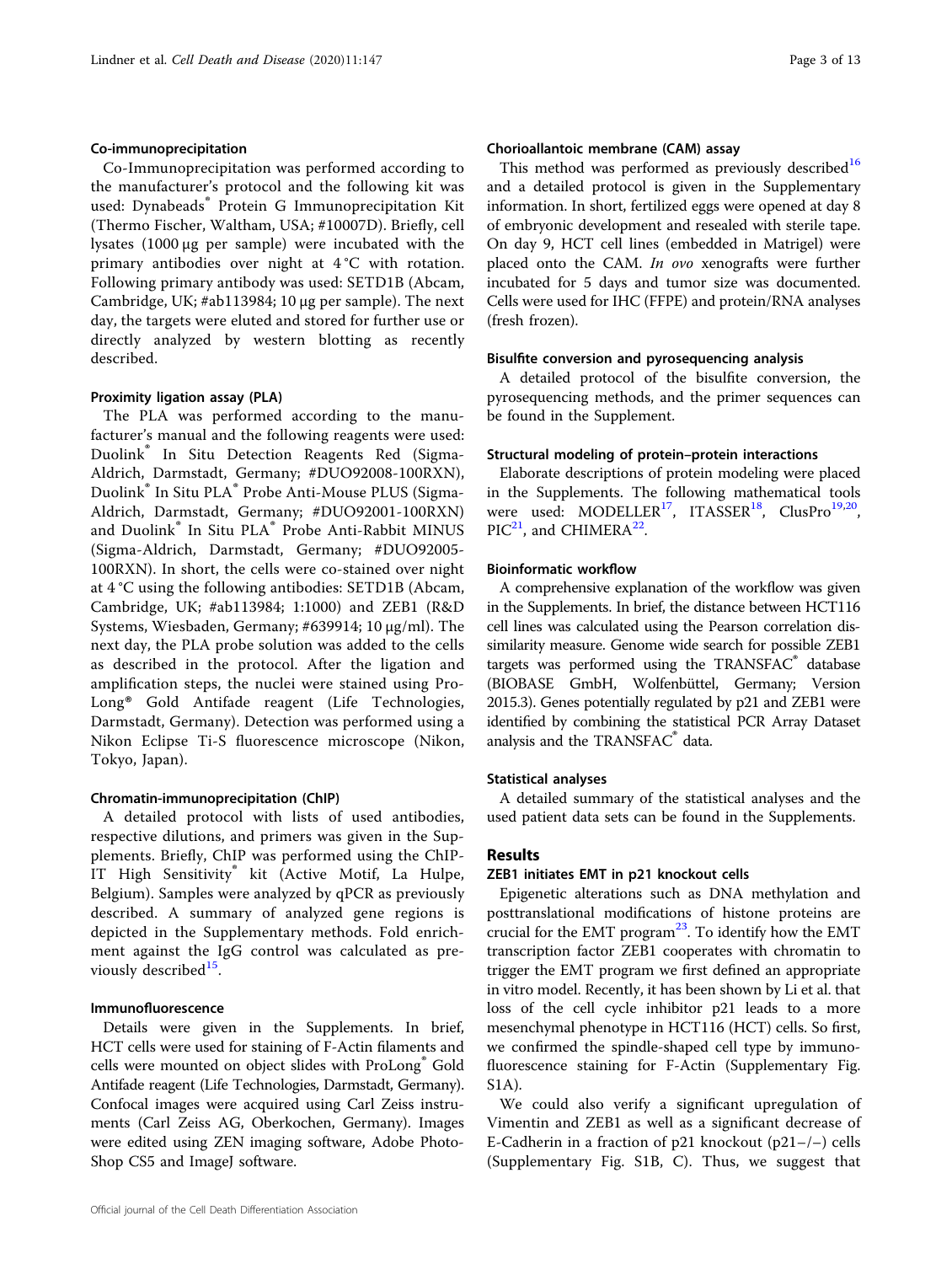### Co-immunoprecipitation

Co-Immunoprecipitation was performed according to the manufacturer's protocol and the following kit was used: Dynabeads® Protein G Immunoprecipitation Kit (Thermo Fischer, Waltham, USA; #10007D). Briefly, cell lysates (1000 µg per sample) were incubated with the primary antibodies over night at 4 °C with rotation. Following primary antibody was used: SETD1B (Abcam, Cambridge, UK; #ab113984; 10 µg per sample). The next day, the targets were eluted and stored for further use or directly analyzed by western blotting as recently described.

### Proximity ligation assay (PLA)

The PLA was performed according to the manufacturer's manual and the following reagents were used: Duolink® In Situ Detection Reagents Red (Sigma-Aldrich, Darmstadt, Germany; #DUO92008-100RXN), Duolink® In Situ PLA® Probe Anti-Mouse PLUS (Sigma-Aldrich, Darmstadt, Germany; #DUO92001-100RXN) and Duolink® In Situ PLA® Probe Anti-Rabbit MINUS (Sigma-Aldrich, Darmstadt, Germany; #DUO92005-100RXN). In short, the cells were co-stained over night at 4 °C using the following antibodies: SETD1B (Abcam, Cambridge, UK; #ab113984; 1:1000) and ZEB1 (R&D Systems, Wiesbaden, Germany; #639914; 10 µg/ml). The next day, the PLA probe solution was added to the cells as described in the protocol. After the ligation and amplification steps, the nuclei were stained using ProLong® Gold Antifade reagent (Life Technologies, Darmstadt, Germany). Detection was performed using a Nikon Eclipse Ti-S fluorescence microscope (Nikon, Tokyo, Japan).

### Chromatin-immunoprecipitation (ChIP)

A detailed protocol with lists of used antibodies, respective dilutions, and primers was given in the Supplements. Briefly, ChIP was performed using the ChIP-IT High Sensitivity® kit (Active Motif, La Hulpe, Belgium). Samples were analyzed by qPCR as previously described. A summary of analyzed gene regions is depicted in the Supplementary methods. Fold enrichment against the IgG control was calculated as previously described[15].

### Immunofluorescence

Details were given in the Supplements. In brief, HCT cells were used for staining of F-Actin filaments and cells were mounted on object slides with ProLong® Gold Antifade reagent (Life Technologies, Darmstadt, Germany). Confocal images were acquired using Carl Zeiss instruments (Carl Zeiss AG, Oberkochen, Germany). Images were edited using ZEN imaging software, Adobe PhotoShop CS5 and ImageJ software.

### Chorioallantoic membrane (CAM) assay

This method was performed as previously described[16] and a detailed protocol is given in the Supplementary information. In short, fertilized eggs were opened at day 8 of embryonic development and resealed with sterile tape. On day 9, HCT cell lines (embedded in Matrigel) were placed onto the CAM. *In ovo* xenografts were further incubated for 5 days and tumor size was documented. Cells were used for IHC (FFPE) and protein/RNA analyses (fresh frozen).

### Bisulfite conversion and pyrosequencing analysis

A detailed protocol of the bisulfite conversion, the pyrosequencing methods, and the primer sequences can be found in the Supplement.

### Structural modeling of protein–protein interactions

Elaborate descriptions of protein modeling were placed in the Supplements. The following mathematical tools were used: MODELLER[17], ITASSER[18], ClusPro[19,20], PIC[21], and CHIMERA[22].

### Bioinformatic workflow

A comprehensive explanation of the workflow was given in the Supplements. In brief, the distance between HCT116 cell lines was calculated using the Pearson correlation dissimilarity measure. Genome wide search for possible ZEB1 targets was performed using the TRANSFAC® database (BIOBASE GmbH, Wolfenbüttel, Germany; Version 2015.3). Genes potentially regulated by p21 and ZEB1 were identified by combining the statistical PCR Array Dataset analysis and the TRANSFAC® data.

### Statistical analyses

A detailed summary of the statistical analyses and the used patient data sets can be found in the Supplements.

## Results

### ZEB1 initiates EMT in p21 knockout cells

Epigenetic alterations such as DNA methylation and posttranslational modifications of histone proteins are crucial for the EMT program[23]. To identify how the EMT transcription factor ZEB1 cooperates with chromatin to trigger the EMT program we first defined an appropriate in vitro model. Recently, it has been shown by Li et al. that loss of the cell cycle inhibitor p21 leads to a more mesenchymal phenotype in HCT116 (HCT) cells. So first, we confirmed the spindle-shaped cell type by immunofluorescence staining for F-Actin (Supplementary Fig. S1A).

We could also verify a significant upregulation of Vimentin and ZEB1 as well as a significant decrease of E-Cadherin in a fraction of p21 knockout (p21−/−) cells (Supplementary Fig. S1B, C). Thus, we suggest that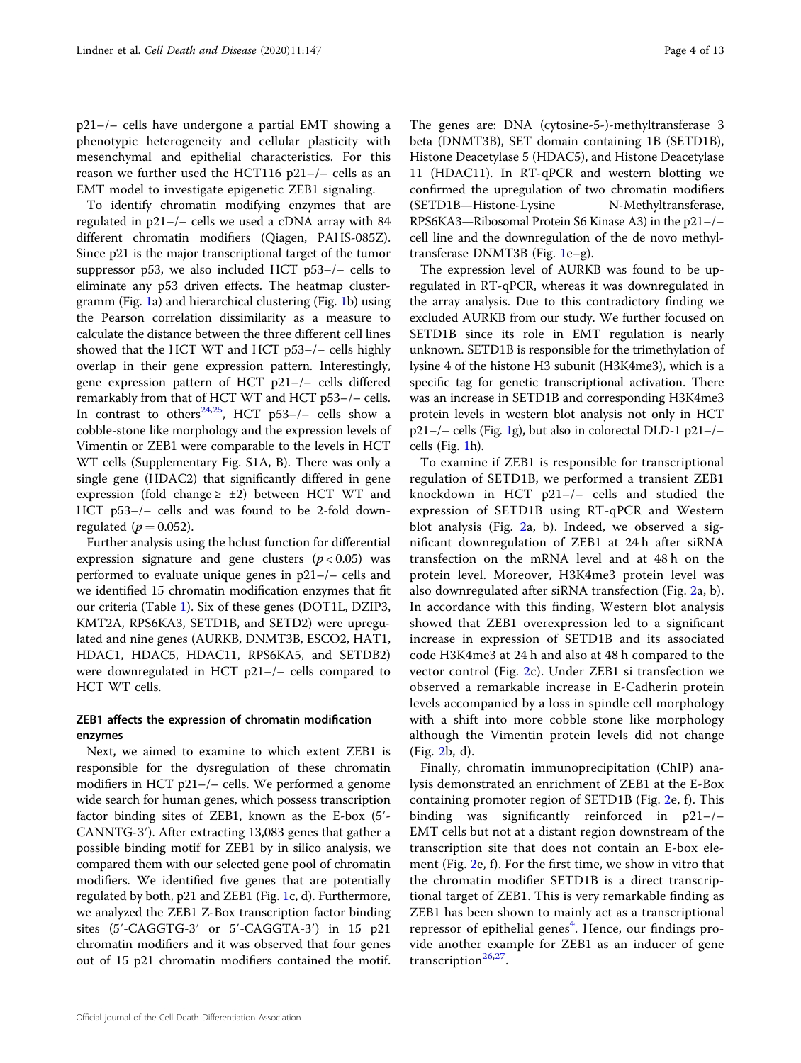p21−/− cells have undergone a partial EMT showing a phenotypic heterogeneity and cellular plasticity with mesenchymal and epithelial characteristics. For this reason we further used the HCT116 p21−/− cells as an EMT model to investigate epigenetic ZEB1 signaling.

To identify chromatin modifying enzymes that are regulated in p21−/− cells we used a cDNA array with 84 different chromatin modifiers (Qiagen, PAHS-085Z). Since p21 is the major transcriptional target of the tumor suppressor p53, we also included HCT p53−/− cells to eliminate any p53 driven effects. The heatmap clustergramm (Fig. 1a) and hierarchical clustering (Fig. 1b) using the Pearson correlation dissimilarity as a measure to calculate the distance between the three different cell lines showed that the HCT WT and HCT p53−/− cells highly overlap in their gene expression pattern. Interestingly, gene expression pattern of HCT p21−/− cells differed remarkably from that of HCT WT and HCT p53−/− cells. In contrast to others[24,25], HCT p53−/− cells show a cobble-stone like morphology and the expression levels of Vimentin or ZEB1 were comparable to the levels in HCT WT cells (Supplementary Fig. S1A, B). There was only a single gene (HDAC2) that significantly differed in gene expression (fold change ≥ ±2) between HCT WT and HCT p53−/− cells and was found to be 2-fold downregulated ($p = 0.052$).

Further analysis using the hclust function for differential expression signature and gene clusters ($p < 0.05$) was performed to evaluate unique genes in p21−/− cells and we identified 15 chromatin modification enzymes that fit our criteria (Table 1). Six of these genes (DOT1L, DZIP3, KMT2A, RPS6KA3, SETD1B, and SETD2) were upregulated and nine genes (AURKB, DNMT3B, ESCO2, HAT1, HDAC1, HDAC5, HDAC11, RPS6KA5, and SETDB2) were downregulated in HCT p21−/− cells compared to HCT WT cells.

## ZEB1 affects the expression of chromatin modification enzymes

Next, we aimed to examine to which extent ZEB1 is responsible for the dysregulation of these chromatin modifiers in HCT p21−/− cells. We performed a genome wide search for human genes, which possess transcription factor binding sites of ZEB1, known as the E-box (5′-CANNTG-3′). After extracting 13,083 genes that gather a possible binding motif for ZEB1 by in silico analysis, we compared them with our selected gene pool of chromatin modifiers. We identified five genes that are potentially regulated by both, p21 and ZEB1 (Fig. 1c, d). Furthermore, we analyzed the ZEB1 Z-Box transcription factor binding sites (5′-CAGGTG-3′ or 5′-CAGGTA-3′) in 15 p21 chromatin modifiers and it was observed that four genes out of 15 p21 chromatin modifiers contained the motif. The genes are: DNA (cytosine-5-)-methyltransferase 3 beta (DNMT3B), SET domain containing 1B (SETD1B), Histone Deacetylase 5 (HDAC5), and Histone Deacetylase 11 (HDAC11). In RT-qPCR and western blotting we confirmed the upregulation of two chromatin modifiers (SETD1B—Histone-Lysine N-Methyltransferase, RPS6KA3—Ribosomal Protein S6 Kinase A3) in the p21−/− cell line and the downregulation of the de novo methyltransferase DNMT3B (Fig. 1e–g).

The expression level of AURKB was found to be upregulated in RT-qPCR, whereas it was downregulated in the array analysis. Due to this contradictory finding we excluded AURKB from our study. We further focused on SETD1B since its role in EMT regulation is nearly unknown. SETD1B is responsible for the trimethylation of lysine 4 of the histone H3 subunit (H3K4me3), which is a specific tag for genetic transcriptional activation. There was an increase in SETD1B and corresponding H3K4me3 protein levels in western blot analysis not only in HCT p21−/− cells (Fig. 1g), but also in colorectal DLD-1 p21−/− cells (Fig. 1h).

To examine if ZEB1 is responsible for transcriptional regulation of SETD1B, we performed a transient ZEB1 knockdown in HCT p21−/− cells and studied the expression of SETD1B using RT-qPCR and Western blot analysis (Fig. 2a, b). Indeed, we observed a significant downregulation of ZEB1 at 24 h after siRNA transfection on the mRNA level and at 48 h on the protein level. Moreover, H3K4me3 protein level was also downregulated after siRNA transfection (Fig. 2a, b). In accordance with this finding, Western blot analysis showed that ZEB1 overexpression led to a significant increase in expression of SETD1B and its associated code H3K4me3 at 24 h and also at 48 h compared to the vector control (Fig. 2c). Under ZEB1 si transfection we observed a remarkable increase in E-Cadherin protein levels accompanied by a loss in spindle cell morphology with a shift into more cobble stone like morphology although the Vimentin protein levels did not change (Fig. 2b, d).

Finally, chromatin immunoprecipitation (ChIP) analysis demonstrated an enrichment of ZEB1 at the E-Box containing promoter region of SETD1B (Fig. 2e, f). This binding was significantly reinforced in p21−/− EMT cells but not at a distant region downstream of the transcription site that does not contain an E-box element (Fig. 2e, f). For the first time, we show in vitro that the chromatin modifier SETD1B is a direct transcriptional target of ZEB1. This is very remarkable finding as ZEB1 has been shown to mainly act as a transcriptional repressor of epithelial genes[4]. Hence, our findings provide another example for ZEB1 as an inducer of gene transcription[26,27].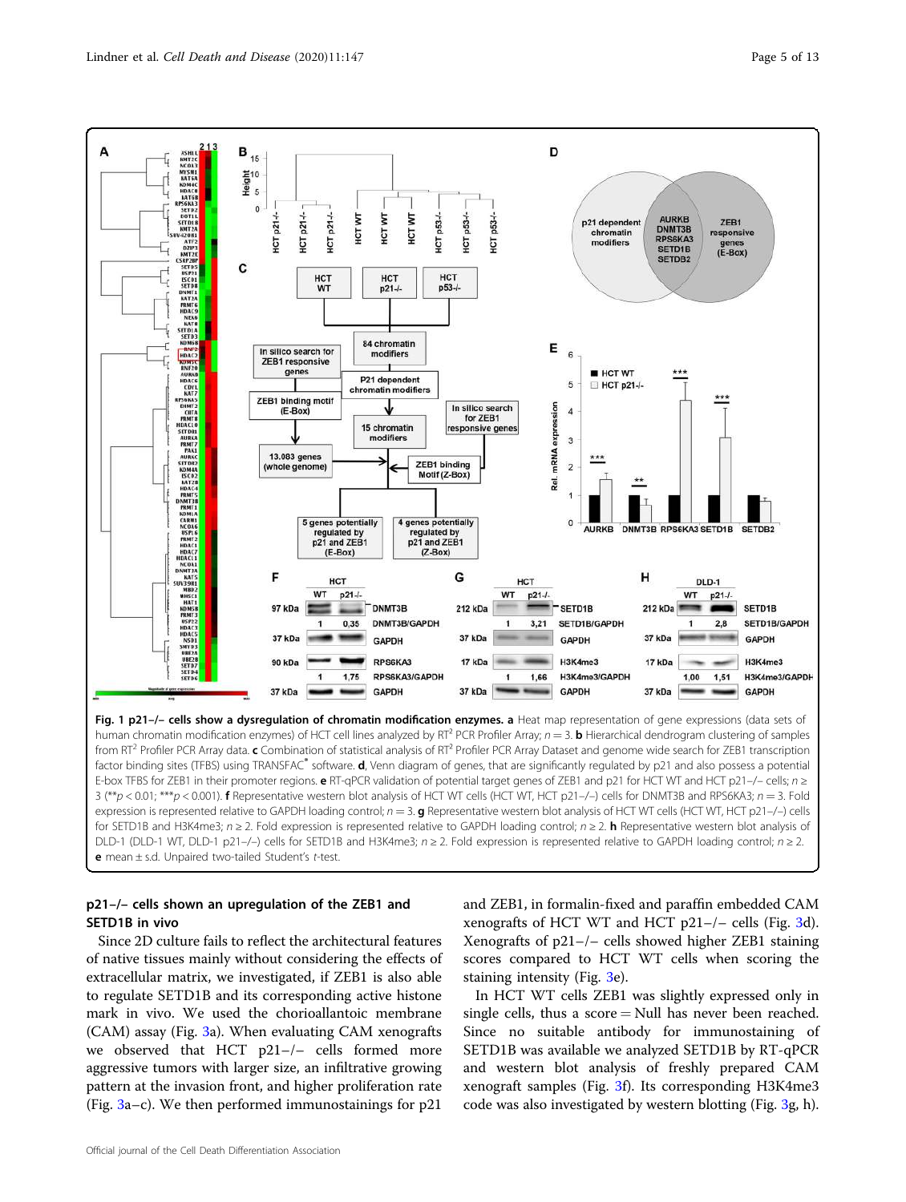**Fig. 1 p21−/− cells show a dysregulation of chromatin modification enzymes.** **a** Heat map representation of gene expressions (data sets of human chromatin modification enzymes) of HCT cell lines analyzed by RT² PCR Profiler Array; $n = 3$. **b** Hierarchical dendrogram clustering of samples from RT² Profiler PCR Array data. **c** Combination of statistical analysis of RT² Profiler PCR Array Dataset and genome wide search for ZEB1 transcription factor binding sites (TFBS) using TRANSFAC® software. **d**, Venn diagram of genes, that are significantly regulated by p21 and also possess a potential E-box TFBS for ZEB1 in their promoter regions. **e** RT-qPCR validation of potential target genes of ZEB1 and p21 for HCT WT and HCT p21−/− cells; $n \geq 3$ (**$p < 0.01$; ***$p < 0.001$). **f** Representative western blot analysis of HCT WT cells (HCT WT, HCT p21−/−) cells for DNMT3B and RPS6KA3; $n = 3$. Fold expression is represented relative to GAPDH loading control; $n = 3$. **g** Representative western blot analysis of HCT WT cells (HCT WT, HCT p21−/−) cells for SETD1B and H3K4me3; $n \geq 2$. Fold expression is represented relative to GAPDH loading control; $n \geq 2$. **h** Representative western blot analysis of DLD-1 (DLD-1 WT, DLD-1 p21−/−) cells for SETD1B and H3K4me3; $n \geq 2$. Fold expression is represented relative to GAPDH loading control; $n \geq 2$. **e** mean ± s.d. Unpaired two-tailed Student's *t*-test.

## p21−/− cells shown an upregulation of the ZEB1 and SETD1B in vivo

Since 2D culture fails to reflect the architectural features of native tissues mainly without considering the effects of extracellular matrix, we investigated, if ZEB1 is also able to regulate SETD1B and its corresponding active histone mark in vivo. We used the chorioallantoic membrane (CAM) assay (Fig. 3a). When evaluating CAM xenografts we observed that HCT p21−/− cells formed more aggressive tumors with larger size, an infiltrative growing pattern at the invasion front, and higher proliferation rate (Fig. 3a–c). We then performed immunostainings for p21 and ZEB1, in formalin-fixed and paraffin embedded CAM xenografts of HCT WT and HCT p21−/− cells (Fig. 3d). Xenografts of p21−/− cells showed higher ZEB1 staining scores compared to HCT WT cells when scoring the staining intensity (Fig. 3e).

In HCT WT cells ZEB1 was slightly expressed only in single cells, thus a score = Null has never been reached. Since no suitable antibody for immunostaining of SETD1B was available we analyzed SETD1B by RT-qPCR and western blot analysis of freshly prepared CAM xenograft samples (Fig. 3f). Its corresponding H3K4me3 code was also investigated by western blotting (Fig. 3g, h).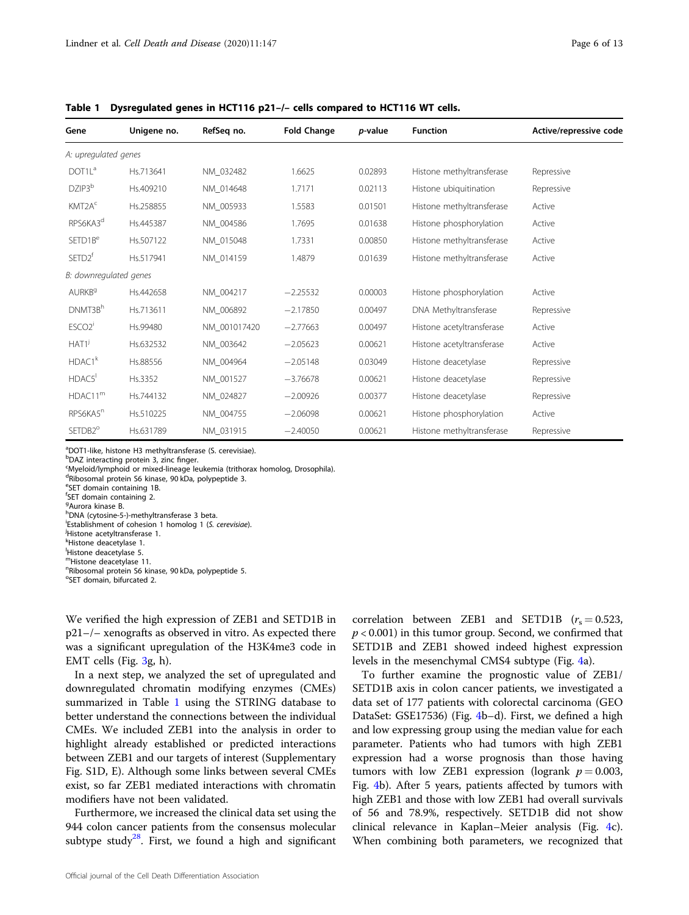**Table 1 Dysregulated genes in HCT116 p21–/– cells compared to HCT116 WT cells.**

| Gene | Unigene no. | RefSeq no. | Fold Change | *p*-value | Function | Active/repressive code |
|---|---|---|---|---|---|---|
| *A: upregulated genes* | | | | | | |
| DOT1L[a] | Hs.713641 | NM_032482 | 1.6625 | 0.02893 | Histone methyltransferase | Repressive |
| DZIP3[b] | Hs.409210 | NM_014648 | 1.7171 | 0.02113 | Histone ubiquitination | Repressive |
| KMT2A[c] | Hs.258855 | NM_005933 | 1.5583 | 0.01501 | Histone methyltransferase | Active |
| RPS6KA3[d] | Hs.445387 | NM_004586 | 1.7695 | 0.01638 | Histone phosphorylation | Active |
| SETD1B[e] | Hs.507122 | NM_015048 | 1.7331 | 0.00850 | Histone methyltransferase | Active |
| SETD2[f] | Hs.517941 | NM_014159 | 1.4879 | 0.01639 | Histone methyltransferase | Active |
| *B: downregulated genes* | | | | | | |
| AURKB[g] | Hs.442658 | NM_004217 | −2.25532 | 0.00003 | Histone phosphorylation | Active |
| DNMT3B[h] | Hs.713611 | NM_006892 | −2.17850 | 0.00497 | DNA Methyltransferase | Repressive |
| ESCO2[i] | Hs.99480 | NM_001017420 | −2.77663 | 0.00497 | Histone acetyltransferase | Active |
| HAT1[j] | Hs.632532 | NM_003642 | −2.05623 | 0.00621 | Histone acetyltransferase | Active |
| HDAC1[k] | Hs.88556 | NM_004964 | −2.05148 | 0.03049 | Histone deacetylase | Repressive |
| HDAC5[l] | Hs.3352 | NM_001527 | −3.76678 | 0.00621 | Histone deacetylase | Repressive |
| HDAC11[m] | Hs.744132 | NM_024827 | −2.00926 | 0.00377 | Histone deacetylase | Repressive |
| RPS6KA5[n] | Hs.510225 | NM_004755 | −2.06098 | 0.00621 | Histone phosphorylation | Active |
| SETDB2[o] | Hs.631789 | NM_031915 | −2.40050 | 0.00621 | Histone methyltransferase | Repressive |

[a]DOT1-like, histone H3 methyltransferase (S. cerevisiae).
[b]DAZ interacting protein 3, zinc finger.
[c]Myeloid/lymphoid or mixed-lineage leukemia (trithorax homolog, Drosophila).
[d]Ribosomal protein S6 kinase, 90 kDa, polypeptide 3.
[e]SET domain containing 1B.
[f]SET domain containing 2.
[g]Aurora kinase B.
[h]DNA (cytosine-5-)-methyltransferase 3 beta.
[i]Establishment of cohesion 1 homolog 1 (*S. cerevisiae*).
[j]Histone acetyltransferase 1.
[k]Histone deacetylase 1.
[l]Histone deacetylase 5.
[m]Histone deacetylase 11.
[n]Ribosomal protein S6 kinase, 90 kDa, polypeptide 5.
[o]SET domain, bifurcated 2.

We verified the high expression of ZEB1 and SETD1B in p21−/− xenografts as observed in vitro. As expected there was a significant upregulation of the H3K4me3 code in EMT cells (Fig. 3g, h).

In a next step, we analyzed the set of upregulated and downregulated chromatin modifying enzymes (CMEs) summarized in Table 1 using the STRING database to better understand the connections between the individual CMEs. We included ZEB1 into the analysis in order to highlight already established or predicted interactions between ZEB1 and our targets of interest (Supplementary Fig. S1D, E). Although some links between several CMEs exist, so far ZEB1 mediated interactions with chromatin modifiers have not been validated.

Furthermore, we increased the clinical data set using the 944 colon cancer patients from the consensus molecular subtype study[28]. First, we found a high and significant correlation between ZEB1 and SETD1B ($r_s = 0.523$, $p < 0.001$) in this tumor group. Second, we confirmed that SETD1B and ZEB1 showed indeed highest expression levels in the mesenchymal CMS4 subtype (Fig. 4a).

To further examine the prognostic value of ZEB1/SETD1B axis in colon cancer patients, we investigated a data set of 177 patients with colorectal carcinoma (GEO DataSet: GSE17536) (Fig. 4b–d). First, we defined a high and low expressing group using the median value for each parameter. Patients who had tumors with high ZEB1 expression had a worse prognosis than those having tumors with low ZEB1 expression (logrank $p = 0.003$, Fig. 4b). After 5 years, patients affected by tumors with high ZEB1 and those with low ZEB1 had overall survivals of 56 and 78.9%, respectively. SETD1B did not show clinical relevance in Kaplan–Meier analysis (Fig. 4c). When combining both parameters, we recognized that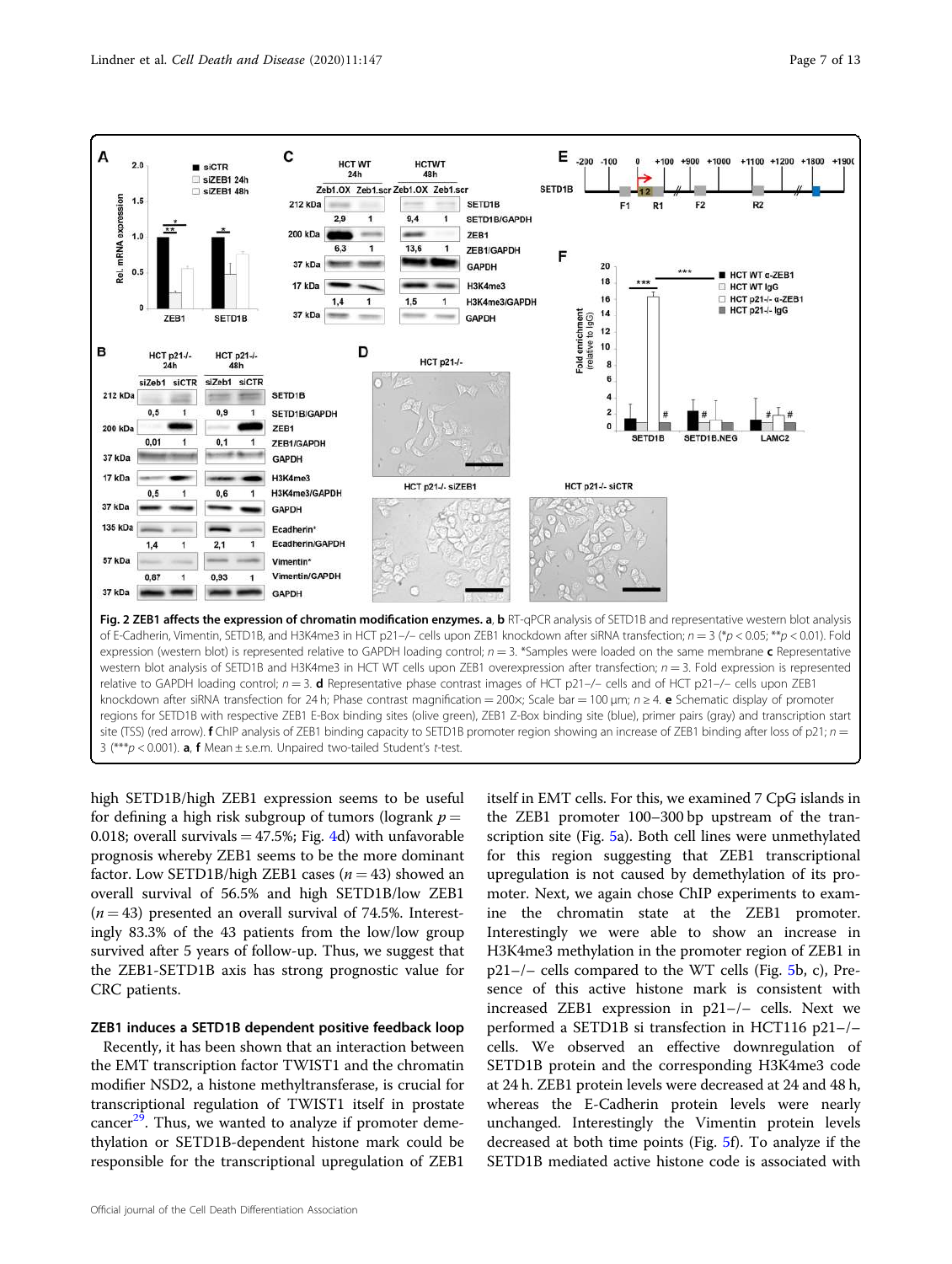**Fig. 2 ZEB1 affects the expression of chromatin modification enzymes. a**, **b** RT-qPCR analysis of SETD1B and representative western blot analysis of E-Cadherin, Vimentin, SETD1B, and H3K4me3 in HCT p21−/− cells upon ZEB1 knockdown after siRNA transfection; $n = 3$ (\*$p < 0.05$; \*\*$p < 0.01$). Fold expression (western blot) is represented relative to GAPDH loading control; $n = 3$. \*Samples were loaded on the same membrane **c** Representative western blot analysis of SETD1B and H3K4me3 in HCT WT cells upon ZEB1 overexpression after transfection; $n = 3$. Fold expression is represented relative to GAPDH loading control; $n = 3$. **d** Representative phase contrast images of HCT p21−/− cells and of HCT p21−/− cells upon ZEB1 knockdown after siRNA transfection for 24 h; Phase contrast magnification = 200×; Scale bar = 100 µm; $n \geq 4$. **e** Schematic display of promoter regions for SETD1B with respective ZEB1 E-Box binding sites (olive green), ZEB1 Z-Box binding site (blue), primer pairs (gray) and transcription start site (TSS) (red arrow). **f** ChIP analysis of ZEB1 binding capacity to SETD1B promoter region showing an increase of ZEB1 binding after loss of p21; $n = 3$ (\*\*\*$p < 0.001$). **a**, **f** Mean ± s.e.m. Unpaired two-tailed Student's *t*-test.

high SETD1B/high ZEB1 expression seems to be useful for defining a high risk subgroup of tumors (logrank $p = 0.018$; overall survivals = 47.5%; Fig. 4d) with unfavorable prognosis whereby ZEB1 seems to be the more dominant factor. Low SETD1B/high ZEB1 cases ($n = 43$) showed an overall survival of 56.5% and high SETD1B/low ZEB1 ($n = 43$) presented an overall survival of 74.5%. Interestingly 83.3% of the 43 patients from the low/low group survived after 5 years of follow-up. Thus, we suggest that the ZEB1-SETD1B axis has strong prognostic value for CRC patients.

### ZEB1 induces a SETD1B dependent positive feedback loop

Recently, it has been shown that an interaction between the EMT transcription factor TWIST1 and the chromatin modifier NSD2, a histone methyltransferase, is crucial for transcriptional regulation of TWIST1 itself in prostate cancer[29]. Thus, we wanted to analyze if promoter demethylation or SETD1B-dependent histone mark could be responsible for the transcriptional upregulation of ZEB1 itself in EMT cells. For this, we examined 7 CpG islands in the ZEB1 promoter 100–300 bp upstream of the transcription site (Fig. 5a). Both cell lines were unmethylated for this region suggesting that ZEB1 transcriptional upregulation is not caused by demethylation of its promoter. Next, we again chose ChIP experiments to examine the chromatin state at the ZEB1 promoter. Interestingly we were able to show an increase in H3K4me3 methylation in the promoter region of ZEB1 in p21−/− cells compared to the WT cells (Fig. 5b, c), Presence of this active histone mark is consistent with increased ZEB1 expression in p21−/− cells. Next we performed a SETD1B si transfection in HCT116 p21−/− cells. We observed an effective downregulation of SETD1B protein and the corresponding H3K4me3 code at 24 h. ZEB1 protein levels were decreased at 24 and 48 h, whereas the E-Cadherin protein levels were nearly unchanged. Interestingly the Vimentin protein levels decreased at both time points (Fig. 5f). To analyze if the SETD1B mediated active histone code is associated with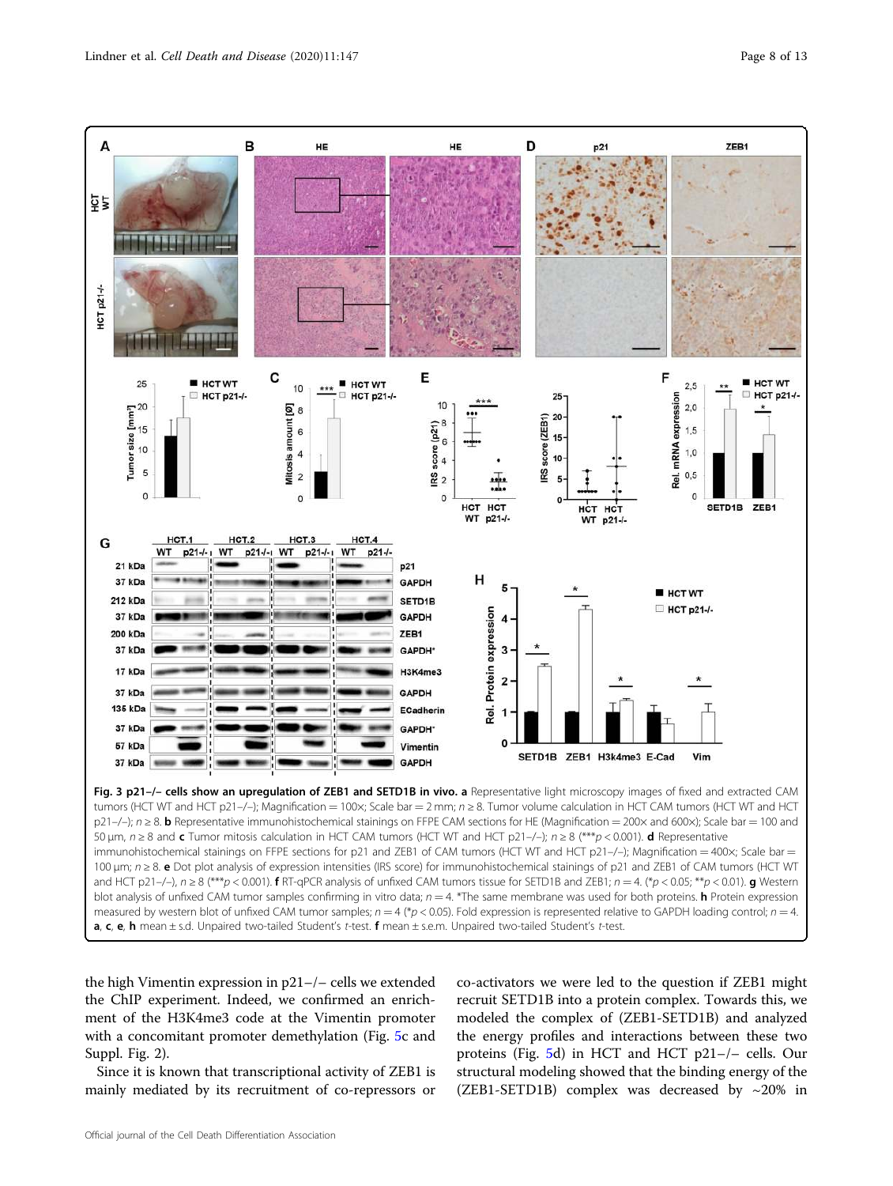**Fig. 3 p21−/− cells show an upregulation of ZEB1 and SETD1B in vivo. a** Representative light microscopy images of fixed and extracted CAM tumors (HCT WT and HCT p21−/−); Magnification = 100×; Scale bar = 2 mm; n ≥ 8. Tumor volume calculation in HCT CAM tumors (HCT WT and HCT p21−/−); n ≥ 8. **b** Representative immunohistochemical stainings on FFPE CAM sections for HE (Magnification = 200× and 600×); Scale bar = 100 and 50 µm, n ≥ 8 and **c** Tumor mitosis calculation in HCT CAM tumors (HCT WT and HCT p21−/−); n ≥ 8 (***$p < 0.001$). **d** Representative immunohistochemical stainings on FFPE sections for p21 and ZEB1 of CAM tumors (HCT WT and HCT p21−/−); Magnification = 400×; Scale bar = 100 µm; n ≥ 8. **e** Dot plot analysis of expression intensities (IRS score) for immunohistochemical stainings of p21 and ZEB1 of CAM tumors (HCT WT and HCT p21−/−), n ≥ 8 (***$p < 0.001$). **f** RT-qPCR analysis of unfixed CAM tumors tissue for SETD1B and ZEB1; n = 4. (*$p < 0.05$; **$p < 0.01$). **g** Western blot analysis of unfixed CAM tumor samples confirming in vitro data; n = 4. *The same membrane was used for both proteins. **h** Protein expression measured by western blot of unfixed CAM tumor samples; n = 4 (*$p < 0.05$). Fold expression is represented relative to GAPDH loading control; n = 4. **a**, **c**, **e**, **h** mean ± s.d. Unpaired two-tailed Student's t-test. **f** mean ± s.e.m. Unpaired two-tailed Student's t-test.

the high Vimentin expression in p21−/− cells we extended the ChIP experiment. Indeed, we confirmed an enrichment of the H3K4me3 code at the Vimentin promoter with a concomitant promoter demethylation (Fig. 5c and Suppl. Fig. 2).

Since it is known that transcriptional activity of ZEB1 is mainly mediated by its recruitment of co-repressors or co-activators we were led to the question if ZEB1 might recruit SETD1B into a protein complex. Towards this, we modeled the complex of (ZEB1-SETD1B) and analyzed the energy profiles and interactions between these two proteins (Fig. 5d) in HCT and HCT p21−/− cells. Our structural modeling showed that the binding energy of the (ZEB1-SETD1B) complex was decreased by ~20% in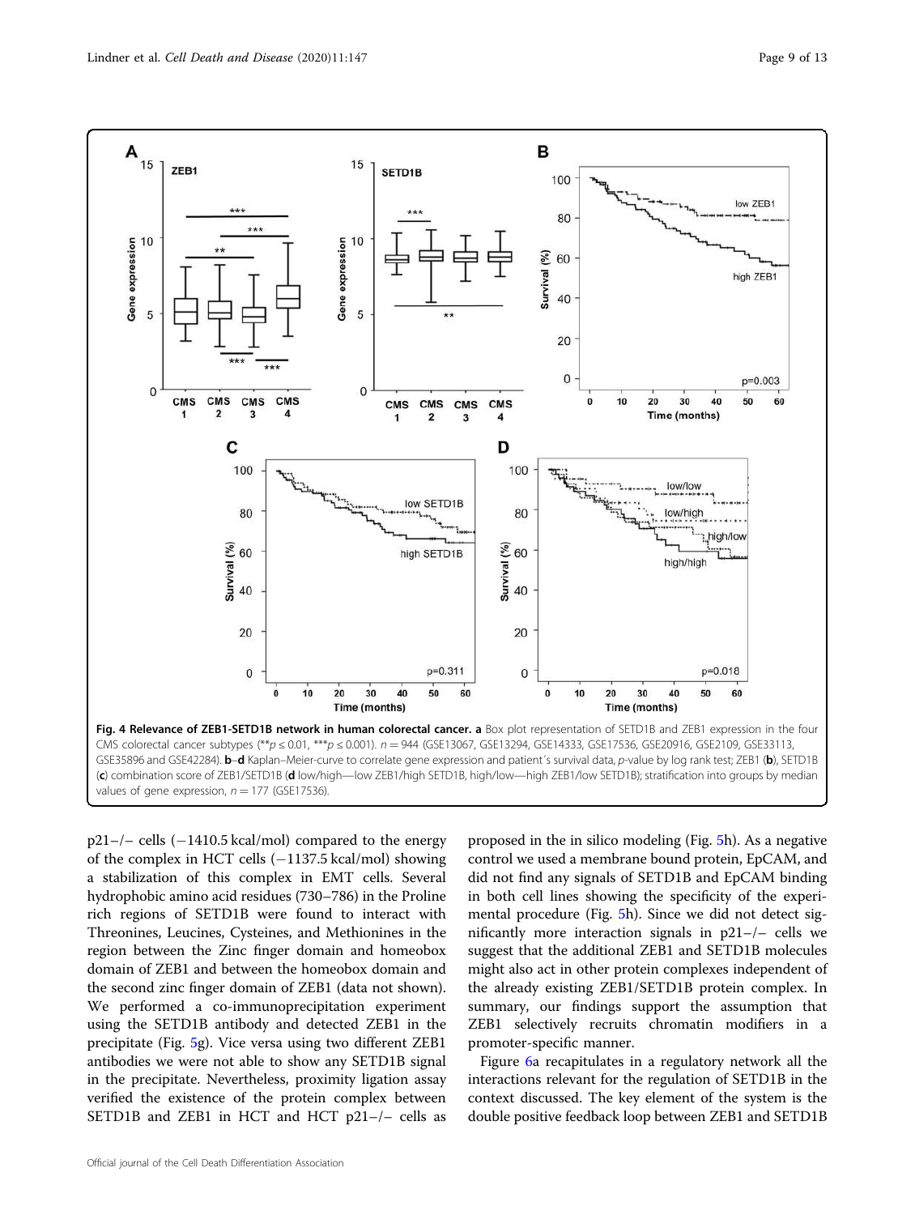**Fig. 4 Relevance of ZEB1-SETD1B network in human colorectal cancer. a** Box plot representation of SETD1B and ZEB1 expression in the four CMS colorectal cancer subtypes (** $p \le 0.01$, *** $p \le 0.001$). $n = 944$ (GSE13067, GSE13294, GSE14333, GSE17536, GSE20916, GSE2109, GSE33113, GSE35896 and GSE42284). **b**–**d** Kaplan–Meier-curve to correlate gene expression and patient´s survival data, p-value by log rank test; ZEB1 (**b**), SETD1B (**c**) combination score of ZEB1/SETD1B (**d** low/high—low ZEB1/high SETD1B, high/low—high ZEB1/low SETD1B); stratification into groups by median values of gene expression, $n = 177$ (GSE17536).

p21−/− cells (−1410.5 kcal/mol) compared to the energy of the complex in HCT cells (−1137.5 kcal/mol) showing a stabilization of this complex in EMT cells. Several hydrophobic amino acid residues (730–786) in the Proline rich regions of SETD1B were found to interact with Threonines, Leucines, Cysteines, and Methionines in the region between the Zinc finger domain and homeobox domain of ZEB1 and between the homeobox domain and the second zinc finger domain of ZEB1 (data not shown). We performed a co-immunoprecipitation experiment using the SETD1B antibody and detected ZEB1 in the precipitate (Fig. 5g). Vice versa using two different ZEB1 antibodies we were not able to show any SETD1B signal in the precipitate. Nevertheless, proximity ligation assay verified the existence of the protein complex between SETD1B and ZEB1 in HCT and HCT p21−/− cells as proposed in the in silico modeling (Fig. 5h). As a negative control we used a membrane bound protein, EpCAM, and did not find any signals of SETD1B and EpCAM binding in both cell lines showing the specificity of the experimental procedure (Fig. 5h). Since we did not detect significantly more interaction signals in p21−/− cells we suggest that the additional ZEB1 and SETD1B molecules might also act in other protein complexes independent of the already existing ZEB1/SETD1B protein complex. In summary, our findings support the assumption that ZEB1 selectively recruits chromatin modifiers in a promoter-specific manner.

Figure 6a recapitulates in a regulatory network all the interactions relevant for the regulation of SETD1B in the context discussed. The key element of the system is the double positive feedback loop between ZEB1 and SETD1B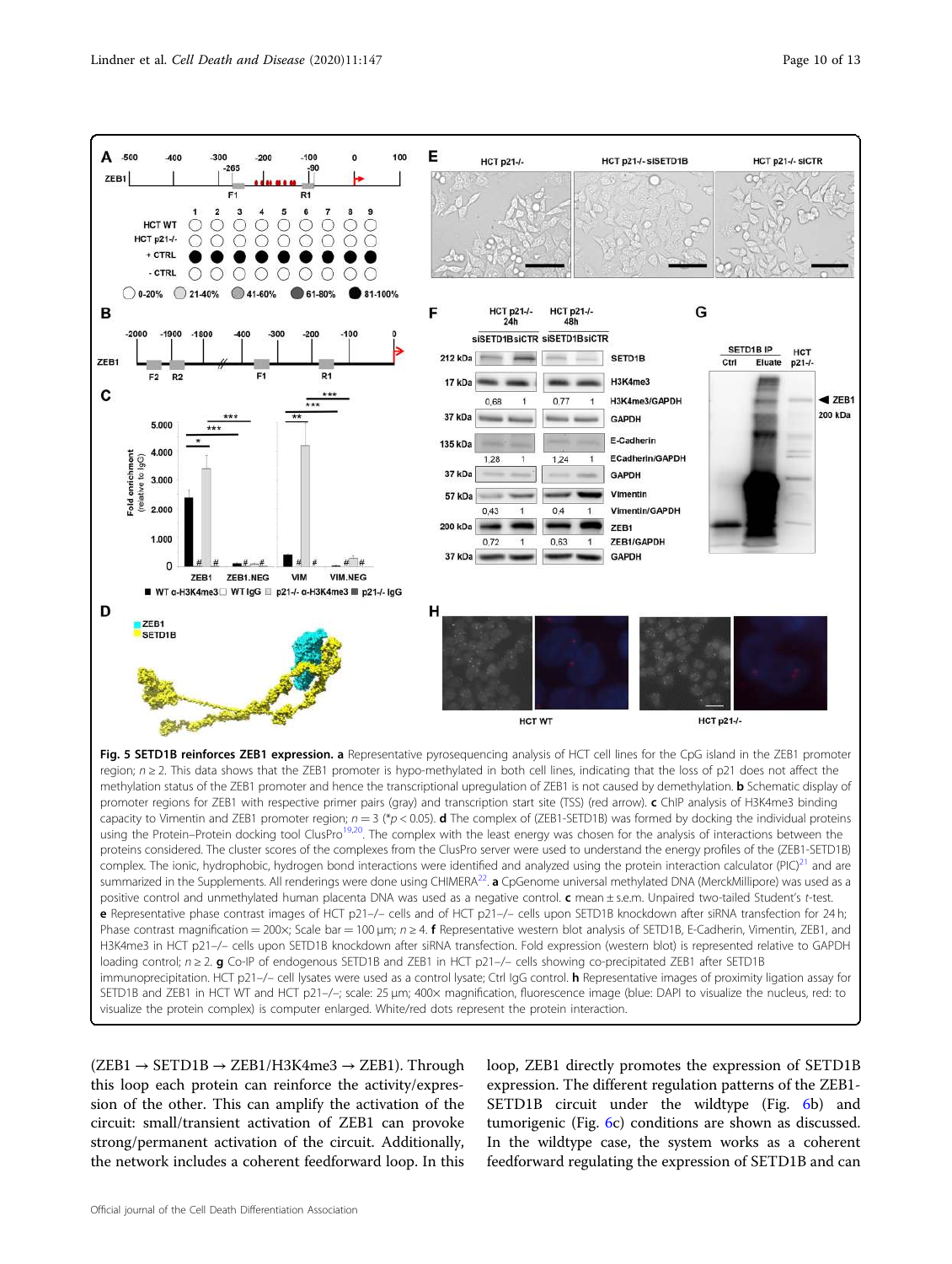**Fig. 5 SETD1B reinforces ZEB1 expression.** **a** Representative pyrosequencing analysis of HCT cell lines for the CpG island in the ZEB1 promoter region; n ≥ 2. This data shows that the ZEB1 promoter is hypo-methylated in both cell lines, indicating that the loss of p21 does not affect the methylation status of the ZEB1 promoter and hence the transcriptional upregulation of ZEB1 is not caused by demethylation. **b** Schematic display of promoter regions for ZEB1 with respective primer pairs (gray) and transcription start site (TSS) (red arrow). **c** ChIP analysis of H3K4me3 binding capacity to Vimentin and ZEB1 promoter region; n = 3 (*$p < 0.05$). **d** The complex of (ZEB1-SETD1B) was formed by docking the individual proteins using the Protein–Protein docking tool ClusPro[19,20]. The complex with the least energy was chosen for the analysis of interactions between the proteins considered. The cluster scores of the complexes from the ClusPro server were used to understand the energy profiles of the (ZEB1-SETD1B) complex. The ionic, hydrophobic, hydrogen bond interactions were identified and analyzed using the protein interaction calculator (PIC)[21] and are summarized in the Supplements. All renderings were done using CHIMERA[22]. **a** CpGenome universal methylated DNA (MerckMillipore) was used as a positive control and unmethylated human placenta DNA was used as a negative control. **c** mean ± s.e.m. Unpaired two-tailed Student's t-test. **e** Representative phase contrast images of HCT p21−/− cells and of HCT p21−/− cells upon SETD1B knockdown after siRNA transfection for 24 h; Phase contrast magnification = 200×; Scale bar = 100 µm; n ≥ 4. **f** Representative western blot analysis of SETD1B, E-Cadherin, Vimentin, ZEB1, and H3K4me3 in HCT p21−/− cells upon SETD1B knockdown after siRNA transfection. Fold expression (western blot) is represented relative to GAPDH loading control; n ≥ 2. **g** Co-IP of endogenous SETD1B and ZEB1 in HCT p21−/− cells showing co-precipitated ZEB1 after SETD1B immunoprecipitation. HCT p21−/− cell lysates were used as a control lysate; Ctrl IgG control. **h** Representative images of proximity ligation assay for SETD1B and ZEB1 in HCT WT and HCT p21−/−; scale: 25 µm; 400× magnification, fluorescence image (blue: DAPI to visualize the nucleus, red: to visualize the protein complex) is computer enlarged. White/red dots represent the protein interaction.

(ZEB1 → SETD1B → ZEB1/H3K4me3 → ZEB1). Through this loop each protein can reinforce the activity/expression of the other. This can amplify the activation of the circuit: small/transient activation of ZEB1 can provoke strong/permanent activation of the circuit. Additionally, the network includes a coherent feedforward loop. In this loop, ZEB1 directly promotes the expression of SETD1B expression. The different regulation patterns of the ZEB1-SETD1B circuit under the wildtype (Fig. 6b) and tumorigenic (Fig. 6c) conditions are shown as discussed. In the wildtype case, the system works as a coherent feedforward regulating the expression of SETD1B and can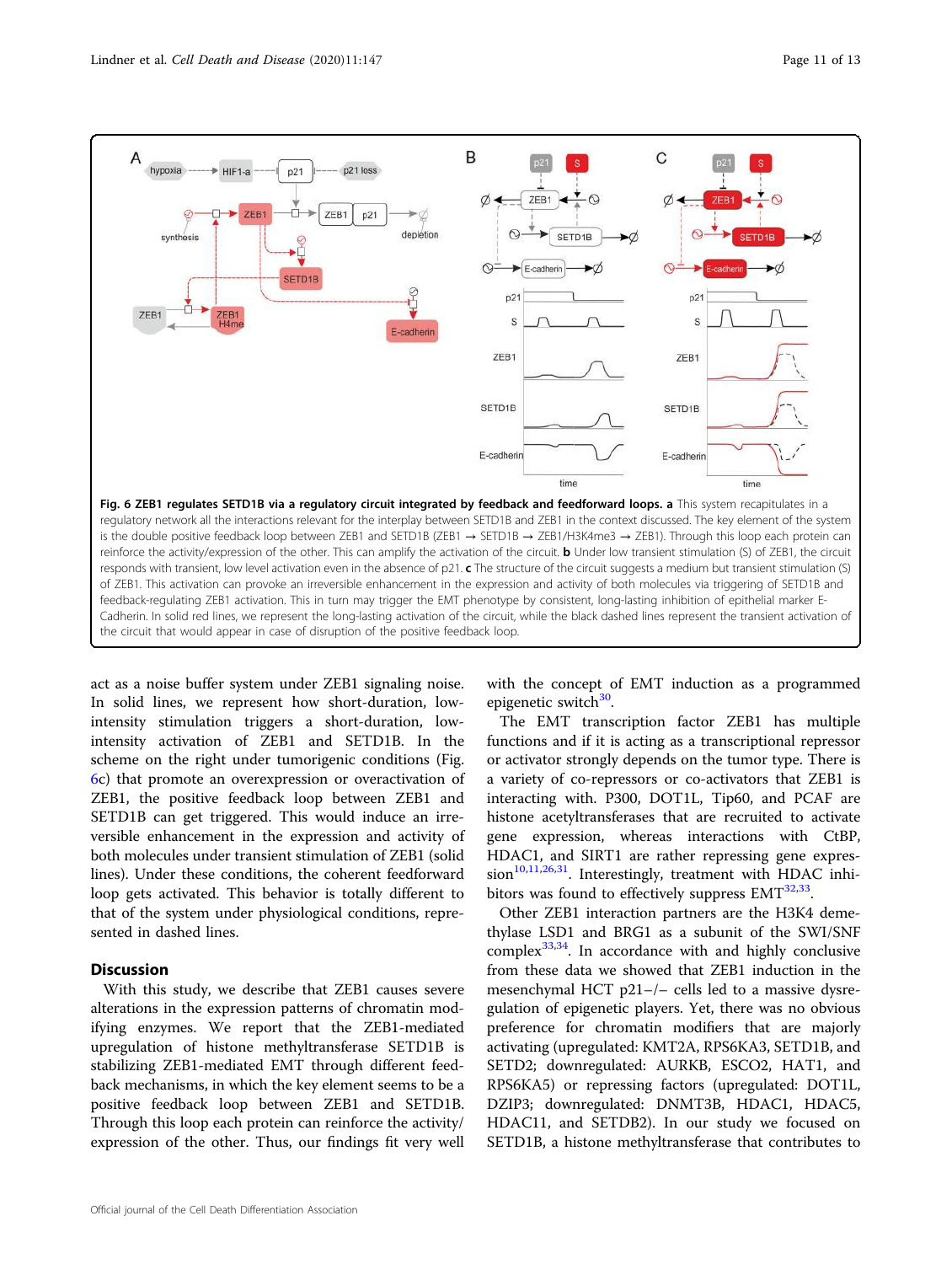**Fig. 6 ZEB1 regulates SETD1B via a regulatory circuit integrated by feedback and feedforward loops. a** This system recapitulates in a regulatory network all the interactions relevant for the interplay between SETD1B and ZEB1 in the context discussed. The key element of the system is the double positive feedback loop between ZEB1 and SETD1B (ZEB1 → SETD1B → ZEB1/H3K4me3 → ZEB1). Through this loop each protein can reinforce the activity/expression of the other. This can amplify the activation of the circuit. **b** Under low transient stimulation (S) of ZEB1, the circuit responds with transient, low level activation even in the absence of p21. **c** The structure of the circuit suggests a medium but transient stimulation (S) of ZEB1. This activation can provoke an irreversible enhancement in the expression and activity of both molecules via triggering of SETD1B and feedback-regulating ZEB1 activation. This in turn may trigger the EMT phenotype by consistent, long-lasting inhibition of epithelial marker E-Cadherin. In solid red lines, we represent the long-lasting activation of the circuit, while the black dashed lines represent the transient activation of the circuit that would appear in case of disruption of the positive feedback loop.

act as a noise buffer system under ZEB1 signaling noise. In solid lines, we represent how short-duration, low-intensity stimulation triggers a short-duration, low-intensity activation of ZEB1 and SETD1B. In the scheme on the right under tumorigenic conditions (Fig. 6c) that promote an overexpression or overactivation of ZEB1, the positive feedback loop between ZEB1 and SETD1B can get triggered. This would induce an irreversible enhancement in the expression and activity of both molecules under transient stimulation of ZEB1 (solid lines). Under these conditions, the coherent feedforward loop gets activated. This behavior is totally different to that of the system under physiological conditions, represented in dashed lines.

## Discussion

With this study, we describe that ZEB1 causes severe alterations in the expression patterns of chromatin modifying enzymes. We report that the ZEB1-mediated upregulation of histone methyltransferase SETD1B is stabilizing ZEB1-mediated EMT through different feedback mechanisms, in which the key element seems to be a positive feedback loop between ZEB1 and SETD1B. Through this loop each protein can reinforce the activity/expression of the other. Thus, our findings fit very well with the concept of EMT induction as a programmed epigenetic switch[30].

The EMT transcription factor ZEB1 has multiple functions and if it is acting as a transcriptional repressor or activator strongly depends on the tumor type. There is a variety of co-repressors or co-activators that ZEB1 is interacting with. P300, DOT1L, Tip60, and PCAF are histone acetyltransferases that are recruited to activate gene expression, whereas interactions with CtBP, HDAC1, and SIRT1 are rather repressing gene expression[10,11,26,31]. Interestingly, treatment with HDAC inhibitors was found to effectively suppress EMT[32,33].

Other ZEB1 interaction partners are the H3K4 demethylase LSD1 and BRG1 as a subunit of the SWI/SNF complex[33,34]. In accordance with and highly conclusive from these data we showed that ZEB1 induction in the mesenchymal HCT p21−/− cells led to a massive dysregulation of epigenetic players. Yet, there was no obvious preference for chromatin modifiers that are majorly activating (upregulated: KMT2A, RPS6KA3, SETD1B, and SETD2; downregulated: AURKB, ESCO2, HAT1, and RPS6KA5) or repressing factors (upregulated: DOT1L, DZIP3; downregulated: DNMT3B, HDAC1, HDAC5, HDAC11, and SETDB2). In our study we focused on SETD1B, a histone methyltransferase that contributes to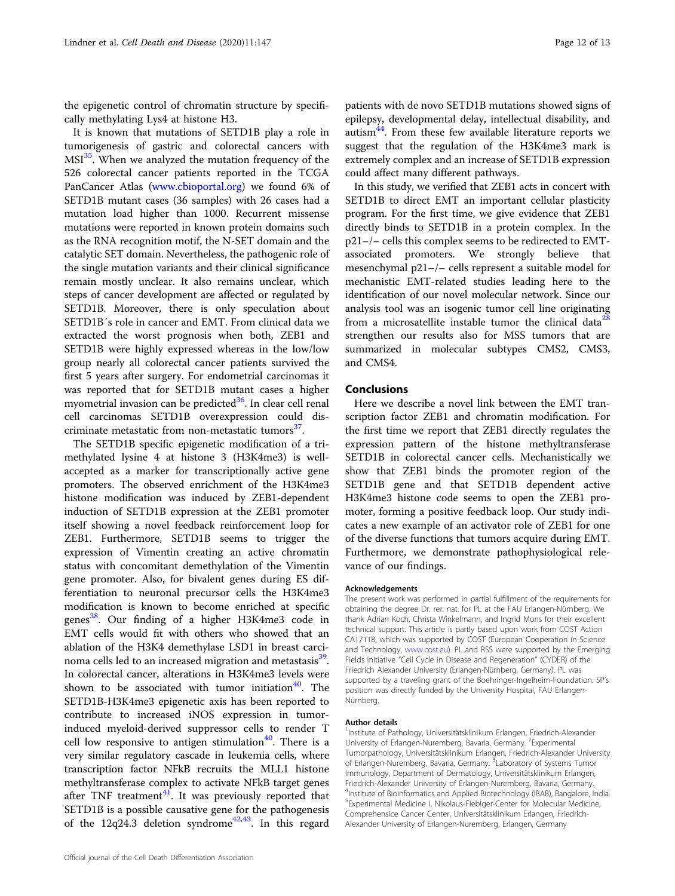the epigenetic control of chromatin structure by specifically methylating Lys4 at histone H3.

It is known that mutations of SETD1B play a role in tumorigenesis of gastric and colorectal cancers with MSI[35]. When we analyzed the mutation frequency of the 526 colorectal cancer patients reported in the TCGA PanCancer Atlas (www.cbioportal.org) we found 6% of SETD1B mutant cases (36 samples) with 26 cases had a mutation load higher than 1000. Recurrent missense mutations were reported in known protein domains such as the RNA recognition motif, the N-SET domain and the catalytic SET domain. Nevertheless, the pathogenic role of the single mutation variants and their clinical significance remain mostly unclear. It also remains unclear, which steps of cancer development are affected or regulated by SETD1B. Moreover, there is only speculation about SETD1B´s role in cancer and EMT. From clinical data we extracted the worst prognosis when both, ZEB1 and SETD1B were highly expressed whereas in the low/low group nearly all colorectal cancer patients survived the first 5 years after surgery. For endometrial carcinomas it was reported that for SETD1B mutant cases a higher myometrial invasion can be predicted[36]. In clear cell renal cell carcinomas SETD1B overexpression could discriminate metastatic from non-metastatic tumors[37].

The SETD1B specific epigenetic modification of a trimethylated lysine 4 at histone 3 (H3K4me3) is well-accepted as a marker for transcriptionally active gene promoters. The observed enrichment of the H3K4me3 histone modification was induced by ZEB1-dependent induction of SETD1B expression at the ZEB1 promoter itself showing a novel feedback reinforcement loop for ZEB1. Furthermore, SETD1B seems to trigger the expression of Vimentin creating an active chromatin status with concomitant demethylation of the Vimentin gene promoter. Also, for bivalent genes during ES differentiation to neuronal precursor cells the H3K4me3 modification is known to become enriched at specific genes[38]. Our finding of a higher H3K4me3 code in EMT cells would fit with others who showed that an ablation of the H3K4 demethylase LSD1 in breast carcinoma cells led to an increased migration and metastasis[39]. In colorectal cancer, alterations in H3K4me3 levels were shown to be associated with tumor initiation[40]. The SETD1B-H3K4me3 epigenetic axis has been reported to contribute to increased iNOS expression in tumor-induced myeloid-derived suppressor cells to render T cell low responsive to antigen stimulation[40]. There is a very similar regulatory cascade in leukemia cells, where transcription factor NFkB recruits the MLL1 histone methyltransferase complex to activate NFkB target genes after TNF treatment[41]. It was previously reported that SETD1B is a possible causative gene for the pathogenesis of the 12q24.3 deletion syndrome[42,43]. In this regard patients with de novo SETD1B mutations showed signs of epilepsy, developmental delay, intellectual disability, and autism[44]. From these few available literature reports we suggest that the regulation of the H3K4me3 mark is extremely complex and an increase of SETD1B expression could affect many different pathways.

In this study, we verified that ZEB1 acts in concert with SETD1B to direct EMT an important cellular plasticity program. For the first time, we give evidence that ZEB1 directly binds to SETD1B in a protein complex. In the p21−/− cells this complex seems to be redirected to EMT-associated promoters. We strongly believe that mesenchymal p21−/− cells represent a suitable model for mechanistic EMT-related studies leading here to the identification of our novel molecular network. Since our analysis tool was an isogenic tumor cell line originating from a microsatellite instable tumor the clinical data[28] strengthen our results also for MSS tumors that are summarized in molecular subtypes CMS2, CMS3, and CMS4.

## Conclusions

Here we describe a novel link between the EMT transcription factor ZEB1 and chromatin modification. For the first time we report that ZEB1 directly regulates the expression pattern of the histone methyltransferase SETD1B in colorectal cancer cells. Mechanistically we show that ZEB1 binds the promoter region of the SETD1B gene and that SETD1B dependent active H3K4me3 histone code seems to open the ZEB1 promoter, forming a positive feedback loop. Our study indicates a new example of an activator role of ZEB1 for one of the diverse functions that tumors acquire during EMT. Furthermore, we demonstrate pathophysiological relevance of our findings.

#### Acknowledgements

The present work was performed in partial fulfillment of the requirements for obtaining the degree Dr. rer. nat. for PL at the FAU Erlangen-Nürnberg. We thank Adrian Koch, Christa Winkelmann, and Ingrid Mons for their excellent technical support. This article is partly based upon work from COST Action CA17118, which was supported by COST (European Cooperation in Science and Technology, www.cost.eu). PL and RSS were supported by the Emerging Fields Initiative "Cell Cycle in Disease and Regeneration" (CYDER) of the Friedrich Alexander University (Erlangen-Nürnberg, Germany). PL was supported by a traveling grant of the Boehringer-Ingelheim-Foundation. SP's position was directly funded by the University Hospital, FAU Erlangen-Nürnberg.

#### Author details

[1]Institute of Pathology, Universitätsklinikum Erlangen, Friedrich-Alexander University of Erlangen-Nuremberg, Bavaria, Germany. [2]Experimental Tumorpathology, Universitätsklinikum Erlangen, Friedrich-Alexander University of Erlangen-Nuremberg, Bavaria, Germany. [3]Laboratory of Systems Tumor Immunology, Department of Dermatology, Universitätsklinikum Erlangen, Friedrich-Alexander University of Erlangen-Nuremberg, Bavaria, Germany. [4]Institute of Bioinformatics and Applied Biotechnology (IBAB), Bangalore, India. [5]Experimental Medicine I, Nikolaus-Fiebiger-Center for Molecular Medicine, Comprehensice Cancer Center, Universitätsklinikum Erlangen, Friedrich-Alexander University of Erlangen-Nuremberg, Erlangen, Germany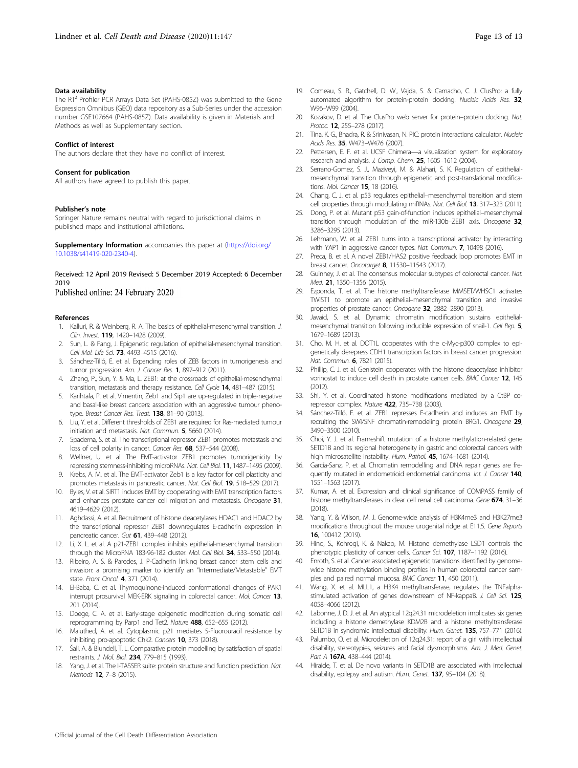#### Data availability

The RT$^2$ Profiler PCR Arrays Data Set (PAHS-085Z) was submitted to the Gene Expression Omnibus (GEO) data repository as a Sub-Series under the accession number GSE107664 (PAHS-085Z). Data availability is given in Materials and Methods as well as Supplementary section.

#### Conflict of interest

The authors declare that they have no conflict of interest.

#### Consent for publication

All authors have agreed to publish this paper.

#### Publisher's note

Springer Nature remains neutral with regard to jurisdictional claims in published maps and institutional affiliations.

**Supplementary Information** accompanies this paper at (https://doi.org/10.1038/s41419-020-2340-4).

Received: 12 April 2019 Revised: 5 December 2019 Accepted: 6 December 2019
Published online: 24 February 2020

#### References

1. Kalluri, R. & Weinberg, R. A. The basics of epithelial-mesenchymal transition. *J. Clin. Invest.* **119**, 1420–1428 (2009).
2. Sun, L. & Fang, J. Epigenetic regulation of epithelial-mesenchymal transition. *Cell Mol. Life Sci.* **73**, 4493–4515 (2016).
3. Sánchez-Tilló, E. et al. Expanding roles of ZEB factors in tumorigenesis and tumor progression. *Am. J. Cancer Res.* **1**, 897–912 (2011).
4. Zhang, P., Sun, Y. & Ma, L. ZEB1: at the crossroads of epithelial-mesenchymal transition, metastasis and therapy resistance. *Cell Cycle* **14**, 481–487 (2015).
5. Karihtala, P. et al. Vimentin, Zeb1 and Sip1 are up-regulated in triple-negative and basal-like breast cancers: association with an aggressive tumour phenotype. *Breast Cancer Res. Treat.* **138**, 81–90 (2013).
6. Liu, Y. et al. Different thresholds of ZEB1 are required for Ras-mediated tumour initiation and metastasis. *Nat. Commun.* **5**, 5660 (2014).
7. Spaderna, S. et al. The transcriptional repressor ZEB1 promotes metastasis and loss of cell polarity in cancer. *Cancer Res.* **68**, 537–544 (2008).
8. Wellner, U. et al. The EMT-activator ZEB1 promotes tumorigenicity by repressing stemness-inhibiting microRNAs. *Nat. Cell Biol.* **11**, 1487–1495 (2009).
9. Krebs, A. M. et al. The EMT-activator Zeb1 is a key factor for cell plasticity and promotes metastasis in pancreatic cancer. *Nat. Cell Biol.* **19**, 518–529 (2017).
10. Byles, V. et al. SIRT1 induces EMT by cooperating with EMT transcription factors and enhances prostate cancer cell migration and metastasis. *Oncogene* **31**, 4619–4629 (2012).
11. Aghdassi, A. et al. Recruitment of histone deacetylases HDAC1 and HDAC2 by the transcriptional repressor ZEB1 downregulates E-cadherin expression in pancreatic cancer. *Gut* **61**, 439–448 (2012).
12. Li, X. L. et al. A p21-ZEB1 complex inhibits epithelial-mesenchymal transition through the MicroRNA 183-96-182 cluster. *Mol. Cell Biol.* **34**, 533–550 (2014).
13. Ribeiro, A. S. & Paredes, J. P-Cadherin linking breast cancer stem cells and invasion: a promising marker to identify an "Intermediate/Metastable" EMT state. *Front Oncol.* **4**, 371 (2014).
14. El-Baba, C. et al. Thymoquinone-induced conformational changes of PAK1 interrupt prosurvival MEK-ERK signaling in colorectal cancer. *Mol. Cancer* **13**, 201 (2014).
15. Doege, C. A. et al. Early-stage epigenetic modification during somatic cell reprogramming by Parp1 and Tet2. *Nature* **488**, 652–655 (2012).
16. Maiuthed, A. et al. Cytoplasmic p21 mediates 5-Fluorouracil resistance by inhibiting pro-apoptotic Chk2. *Cancers* **10**, 373 (2018).
17. Šali, A. & Blundell, T. L. Comparative protein modelling by satisfaction of spatial restraints. *J. Mol. Biol.* **234**, 779–815 (1993).
18. Yang, J. et al. The I-TASSER suite: protein structure and function prediction. *Nat. Methods* **12**, 7–8 (2015).
19. Comeau, S. R., Gatchell, D. W., Vajda, S. & Camacho, C. J. ClusPro: a fully automated algorithm for protein-protein docking. *Nucleic Acids Res.* **32**, W96–W99 (2004).
20. Kozakov, D. et al. The ClusPro web server for protein–protein docking. *Nat. Protoc.* **12**, 255–278 (2017).
21. Tina, K. G., Bhadra, R. & Srinivasan, N. PIC: protein interactions calculator. *Nucleic Acids Res.* **35**, W473–W476 (2007).
22. Pettersen, E. F. et al. UCSF Chimera—a visualization system for exploratory research and analysis. *J. Comp. Chem.* **25**, 1605–1612 (2004).
23. Serrano-Gomez, S. J., Maziveyi, M. & Alahari, S. K. Regulation of epithelial-mesenchymal transition through epigenetic and post-translational modifications. *Mol. Cancer* **15**, 18 (2016).
24. Chang, C. J. et al. p53 regulates epithelial–mesenchymal transition and stem cell properties through modulating miRNAs. *Nat. Cell Biol.* **13**, 317–323 (2011).
25. Dong, P. et al. Mutant p53 gain-of-function induces epithelial–mesenchymal transition through modulation of the miR-130b–ZEB1 axis. *Oncogene* **32**, 3286–3295 (2013).
26. Lehmann, W. et al. ZEB1 turns into a transcriptional activator by interacting with YAP1 in aggressive cancer types. *Nat. Commun.* **7**, 10498 (2016).
27. Preca, B. et al. A novel ZEB1/HAS2 positive feedback loop promotes EMT in breast cancer. *Oncotarget* **8**, 11530–11543 (2017).
28. Guinney, J. et al. The consensus molecular subtypes of colorectal cancer. *Nat. Med.* **21**, 1350–1356 (2015).
29. Ezponda, T. et al. The histone methyltransferase MMSET/WHSC1 activates TWIST1 to promote an epithelial–mesenchymal transition and invasive properties of prostate cancer. *Oncogene* **32**, 2882–2890 (2013).
30. Javaid, S. et al. Dynamic chromatin modification sustains epithelial-mesenchymal transition following inducible expression of snail-1. *Cell Rep.* **5**, 1679–1689 (2013).
31. Cho, M. H. et al. DOT1L cooperates with the c-Myc-p300 complex to epigenetically derepress CDH1 transcription factors in breast cancer progression. *Nat. Commun.* **6**, 7821 (2015).
32. Phillip, C. J. et al. Genistein cooperates with the histone deacetylase inhibitor vorinostat to induce cell death in prostate cancer cells. *BMC Cancer* **12**, 145 (2012).
33. Shi, Y. et al. Coordinated histone modifications mediated by a CtBP co-repressor complex. *Nature* **422**, 735–738 (2003).
34. Sánchez-Tilló, E. et al. ZEB1 represses E-cadherin and induces an EMT by recruiting the SWI/SNF chromatin-remodeling protein BRG1. *Oncogene* **29**, 3490–3500 (2010).
35. Choi, Y. J. et al. Frameshift mutation of a histone methylation-related gene SETD1B and its regional heterogeneity in gastric and colorectal cancers with high microsatellite instability. *Hum. Pathol.* **45**, 1674–1681 (2014).
36. García-Sanz, P. et al. Chromatin remodelling and DNA repair genes are frequently mutated in endometrioid endometrial carcinoma. *Int. J. Cancer* **140**, 1551–1563 (2017).
37. Kumar, A. et al. Expression and clinical significance of COMPASS family of histone methyltransferases in clear cell renal cell carcinoma. *Gene* **674**, 31–36 (2018).
38. Yang, Y. & Wilson, M. J. Genome-wide analysis of H3K4me3 and H3K27me3 modifications throughout the mouse urogenital ridge at E11.5. *Gene Reports* **16**, 100412 (2019).
39. Hino, S., Kohrogi, K. & Nakao, M. Histone demethylase LSD1 controls the phenotypic plasticity of cancer cells. *Cancer Sci.* **107**, 1187–1192 (2016).
40. Enroth, S. et al. Cancer associated epigenetic transitions identified by genome-wide histone methylation binding profiles in human colorectal cancer samples and paired normal mucosa. *BMC Cancer* **11**, 450 (2011).
41. Wang, X. et al. MLL1, a H3K4 methyltransferase, regulates the TNFalpha-stimulated activation of genes downstream of NF-kappaB. *J. Cell Sci.* **125**, 4058–4066 (2012).
42. Labonne, J. D. J. et al. An atypical 12q24.31 microdeletion implicates six genes including a histone demethylase KDM2B and a histone methyltransferase SETD1B in syndromic intellectual disability. *Hum. Genet.* **135**, 757–771 (2016).
43. Palumbo, O. et al. Microdeletion of 12q24.31: report of a girl with intellectual disability, stereotypies, seizures and facial dysmorphisms. *Am. J. Med. Genet. Part A* **167A**, 438–444 (2014).
44. Hiraide, T. et al. De novo variants in SETD1B are associated with intellectual disability, epilepsy and autism. *Hum. Genet.* **137**, 95–104 (2018).